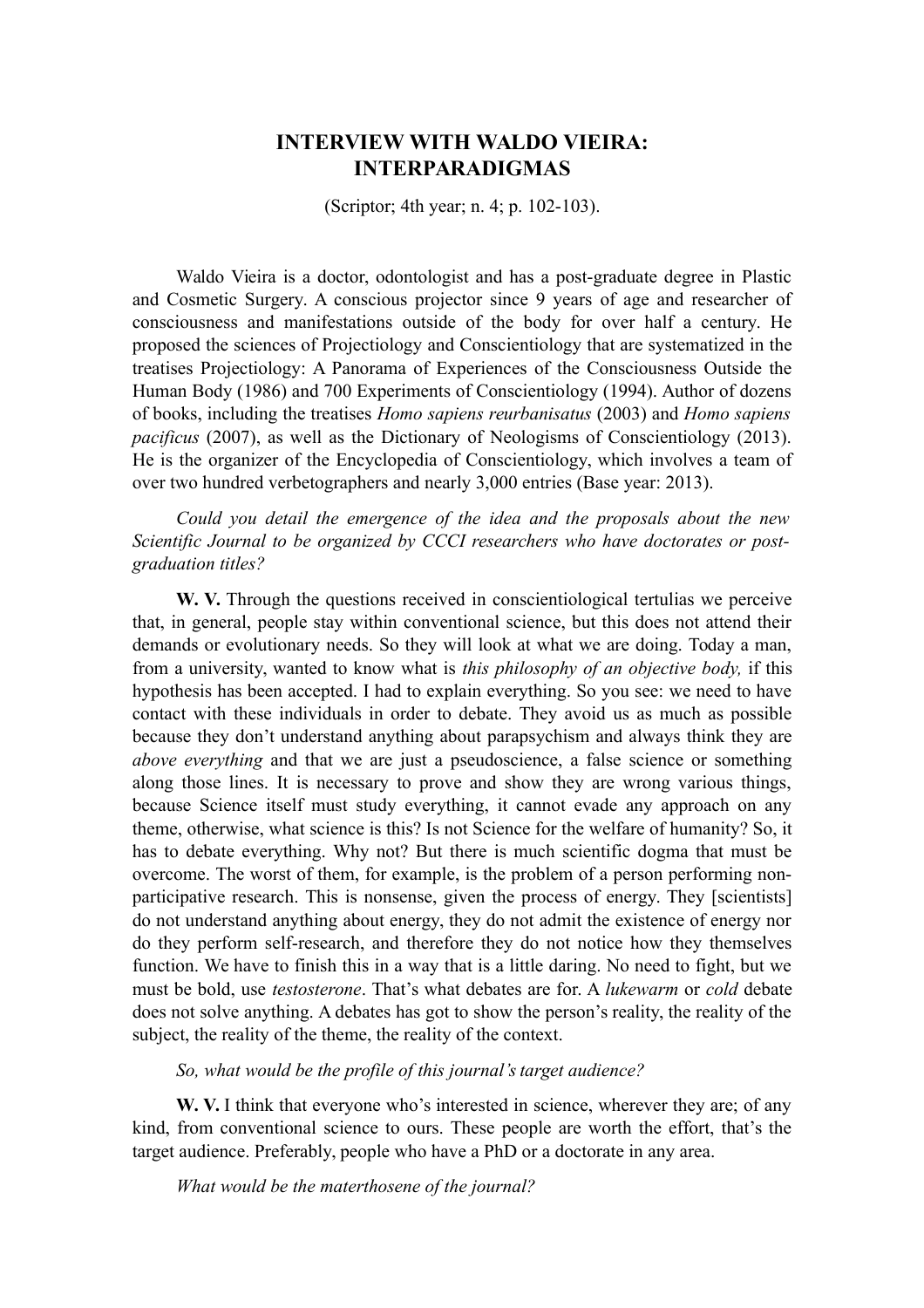# INTERVIEW WITH WALDO VIEIRA: INTERPARADIGMAS

(Scriptor; 4th year; n. 4; p. 102-103).

Waldo Vieira is a doctor, odontologist and has a post-graduate degree in Plastic and Cosmetic Surgery. A conscious projector since 9 years of age and researcher of consciousness and manifestations outside of the body for over half a century. He proposed the sciences of Projectiology and Conscientiology that are systematized in the treatises Projectiology: A Panorama of Experiences of the Consciousness Outside the Human Body (1986) and 700 Experiments of Conscientiology (1994). Author of dozens of books, including the treatises *Homo sapiens reurbanisatus* (2003) and *Homo sapiens pacificus* (2007), as well as the Dictionary of Neologisms of Conscientiology (2013). He is the organizer of the Encyclopedia of Conscientiology, which involves a team of over two hundred verbetographers and nearly 3,000 entries (Base year: 2013).

*Could you detail the emergence of the idea and the proposals about the new Scientific Journal to be organized by CCCI researchers who have doctorates or post-graduation titles?*

**W. V.** Through the questions received in conscientiological tertulias we perceive that, in general, people stay within conventional science, but this does not attend their demands or evolutionary needs. So they will look at what we are doing. Today a man, from a university, wanted to know what is *this philosophy of an objective body,* if this hypothesis has been accepted. I had to explain everything. So you see: we need to have contact with these individuals in order to debate. They avoid us as much as possible because they don't understand anything about parapsychism and always think they are *above everything* and that we are just a pseudoscience, a false science or something along those lines. It is necessary to prove and show they are wrong various things, because Science itself must study everything, it cannot evade any approach on any theme, otherwise, what science is this? Is not Science for the welfare of humanity? So, it has to debate everything. Why not? But there is much scientific dogma that must be overcome. The worst of them, for example, is the problem of a person performing non-participative research. This is nonsense, given the process of energy. They [scientists] do not understand anything about energy, they do not admit the existence of energy nor do they perform self-research, and therefore they do not notice how they themselves function. We have to finish this in a way that is a little daring. No need to fight, but we must be bold, use *testosterone*. That's what debates are for. A *lukewarm* or *cold* debate does not solve anything. A debates has got to show the person's reality, the reality of the subject, the reality of the theme, the reality of the context.

*So, what would be the profile of this journal's target audience?*

**W. V.** I think that everyone who's interested in science, wherever they are; of any kind, from conventional science to ours. These people are worth the effort, that's the target audience. Preferably, people who have a PhD or a doctorate in any area.

*What would be the materthosene of the journal?*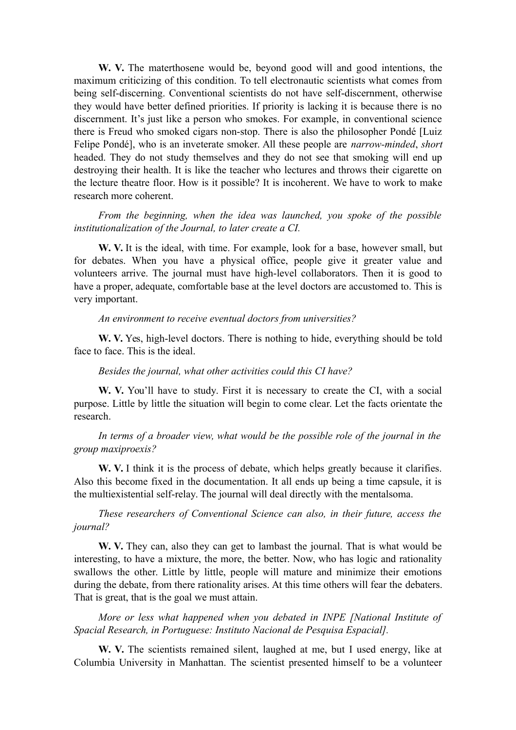**W. V.** The materthosene would be, beyond good will and good intentions, the maximum criticizing of this condition. To tell electronautic scientists what comes from being self-discerning. Conventional scientists do not have self-discernment, otherwise they would have better defined priorities. If priority is lacking it is because there is no discernment. It's just like a person who smokes. For example, in conventional science there is Freud who smoked cigars non-stop. There is also the philosopher Pondé [Luiz Felipe Pondé], who is an inveterate smoker. All these people are *narrow-minded*, *short* headed. They do not study themselves and they do not see that smoking will end up destroying their health. It is like the teacher who lectures and throws their cigarette on the lecture theatre floor. How is it possible? It is incoherent. We have to work to make research more coherent.

*From the beginning, when the idea was launched, you spoke of the possible institutionalization of the Journal, to later create a CI.*

**W. V.** It is the ideal, with time. For example, look for a base, however small, but for debates. When you have a physical office, people give it greater value and volunteers arrive. The journal must have high-level collaborators. Then it is good to have a proper, adequate, comfortable base at the level doctors are accustomed to. This is very important.

*An environment to receive eventual doctors from universities?*

**W. V.** Yes, high-level doctors. There is nothing to hide, everything should be told face to face. This is the ideal.

*Besides the journal, what other activities could this CI have?*

**W. V.** You'll have to study. First it is necessary to create the CI, with a social purpose. Little by little the situation will begin to come clear. Let the facts orientate the research.

*In terms of a broader view, what would be the possible role of the journal in the group maxiproexis?*

**W. V.** I think it is the process of debate, which helps greatly because it clarifies. Also this become fixed in the documentation. It all ends up being a time capsule, it is the multiexistential self-relay. The journal will deal directly with the mentalsoma.

*These researchers of Conventional Science can also, in their future, access the journal?*

**W. V.** They can, also they can get to lambast the journal. That is what would be interesting, to have a mixture, the more, the better. Now, who has logic and rationality swallows the other. Little by little, people will mature and minimize their emotions during the debate, from there rationality arises. At this time others will fear the debaters. That is great, that is the goal we must attain.

*More or less what happened when you debated in INPE [National Institute of Spacial Research, in Portuguese: Instituto Nacional de Pesquisa Espacial].*

**W. V.** The scientists remained silent, laughed at me, but I used energy, like at Columbia University in Manhattan. The scientist presented himself to be a volunteer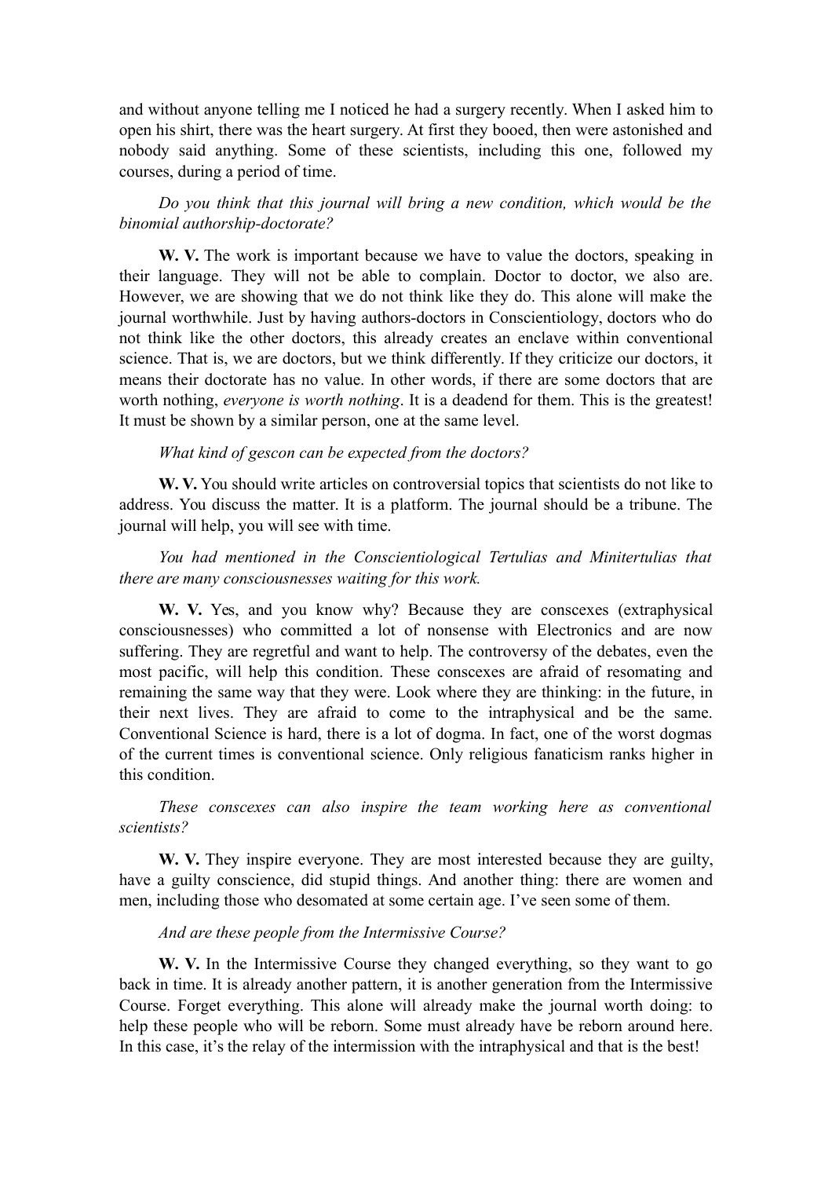and without anyone telling me I noticed he had a surgery recently. When I asked him to open his shirt, there was the heart surgery. At first they booed, then were astonished and nobody said anything. Some of these scientists, including this one, followed my courses, during a period of time.

*Do you think that this journal will bring a new condition, which would be the binomial authorship-doctorate?*

**W. V.** The work is important because we have to value the doctors, speaking in their language. They will not be able to complain. Doctor to doctor, we also are. However, we are showing that we do not think like they do. This alone will make the journal worthwhile. Just by having authors-doctors in Conscientiology, doctors who do not think like the other doctors, this already creates an enclave within conventional science. That is, we are doctors, but we think differently. If they criticize our doctors, it means their doctorate has no value. In other words, if there are some doctors that are worth nothing, *everyone is worth nothing*. It is a deadend for them. This is the greatest! It must be shown by a similar person, one at the same level.

*What kind of gescon can be expected from the doctors?*

**W. V.** You should write articles on controversial topics that scientists do not like to address. You discuss the matter. It is a platform. The journal should be a tribune. The journal will help, you will see with time.

*You had mentioned in the Conscientiological Tertulias and Minitertulias that there are many consciousnesses waiting for this work.*

**W. V.** Yes, and you know why? Because they are consciexes (extraphysical consciousnesses) who committed a lot of nonsense with Electronics and are now suffering. They are regretful and want to help. The controversy of the debates, even the most pacific, will help this condition. These consciexes are afraid of resomating and remaining the same way that they were. Look where they are thinking: in the future, in their next lives. They are afraid to come to the intraphysical and be the same. Conventional Science is hard, there is a lot of dogma. In fact, one of the worst dogmas of the current times is conventional science. Only religious fanaticism ranks higher in this condition.

*These consciexes can also inspire the team working here as conventional scientists?*

**W. V.** They inspire everyone. They are most interested because they are guilty, have a guilty conscience, did stupid things. And another thing: there are women and men, including those who desomated at some certain age. I've seen some of them.

*And are these people from the Intermissive Course?*

**W. V.** In the Intermissive Course they changed everything, so they want to go back in time. It is already another pattern, it is another generation from the Intermissive Course. Forget everything. This alone will already make the journal worth doing: to help these people who will be reborn. Some must already have be reborn around here. In this case, it's the relay of the intermission with the intraphysical and that is the best!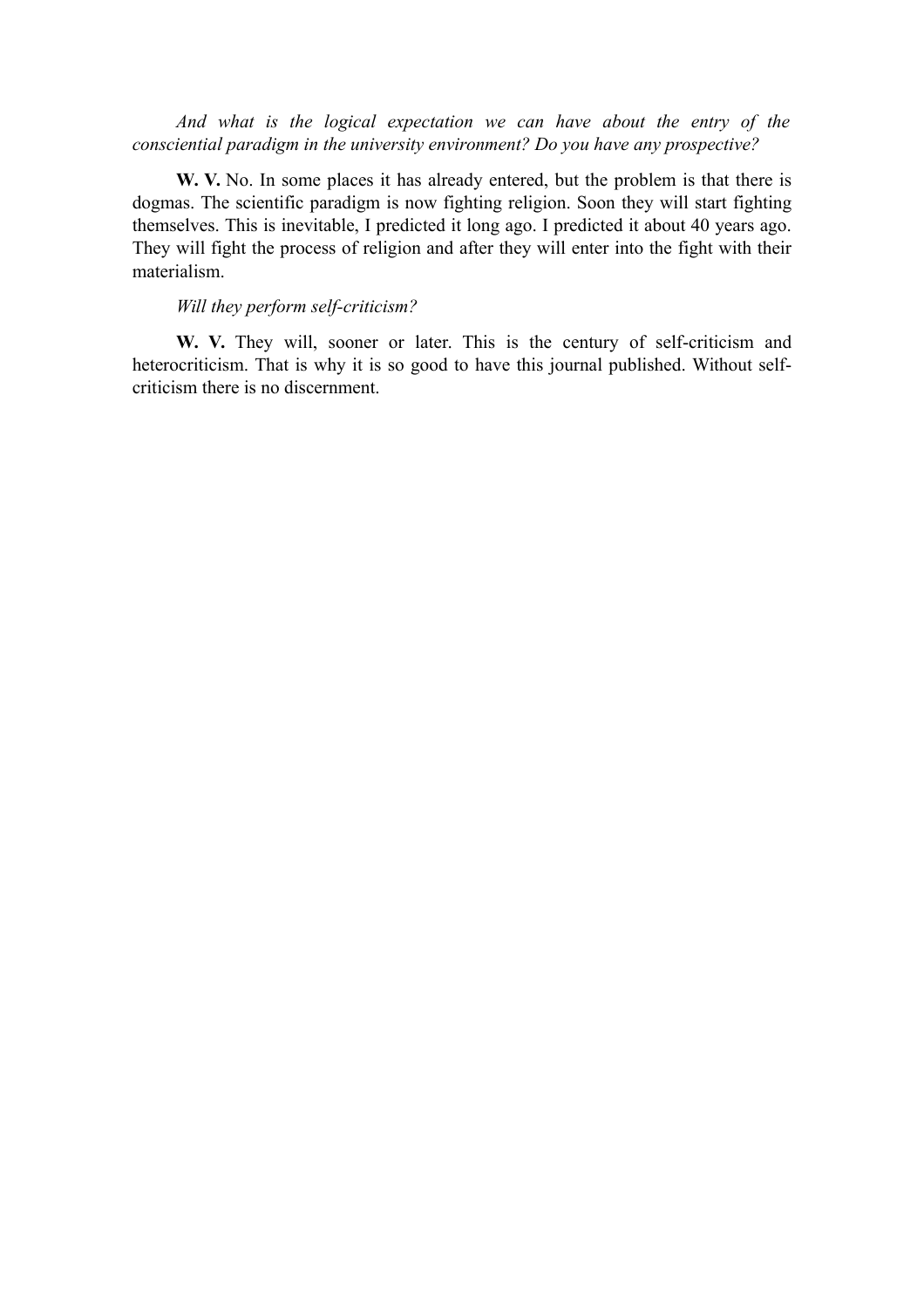*And what is the logical expectation we can have about the entry of the consciential paradigm in the university environment? Do you have any prospective?*

**W. V.** No. In some places it has already entered, but the problem is that there is dogmas. The scientific paradigm is now fighting religion. Soon they will start fighting themselves. This is inevitable, I predicted it long ago. I predicted it about 40 years ago. They will fight the process of religion and after they will enter into the fight with their materialism.

*Will they perform self-criticism?*

**W. V.** They will, sooner or later. This is the century of self-criticism and heterocriticism. That is why it is so good to have this journal published. Without self-criticism there is no discernment.